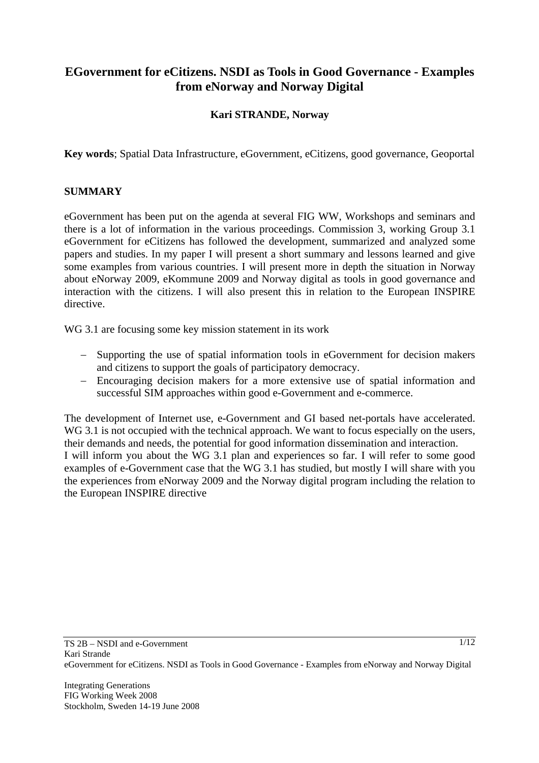# EGovernment for eCitizens. NSDI as Tools in Good Governance - Examples from eNorway and Norway Digital

**Kari STRANDE, Norway**

**Key words**; Spatial Data Infrastructure, eGovernment, eCitizens, good governance, Geoportal

## SUMMARY

eGovernment has been put on the agenda at several FIG WW, Workshops and seminars and there is a lot of information in the various proceedings. Commission 3, working Group 3.1 eGovernment for eCitizens has followed the development, summarized and analyzed some papers and studies. In my paper I will present a short summary and lessons learned and give some examples from various countries. I will present more in depth the situation in Norway about eNorway 2009, eKommune 2009 and Norway digital as tools in good governance and interaction with the citizens. I will also present this in relation to the European INSPIRE directive.

WG 3.1 are focusing some key mission statement in its work

- Supporting the use of spatial information tools in eGovernment for decision makers and citizens to support the goals of participatory democracy.
- Encouraging decision makers for a more extensive use of spatial information and successful SIM approaches within good e-Government and e-commerce.

The development of Internet use, e-Government and GI based net-portals have accelerated. WG 3.1 is not occupied with the technical approach. We want to focus especially on the users, their demands and needs, the potential for good information dissemination and interaction.
I will inform you about the WG 3.1 plan and experiences so far. I will refer to some good examples of e-Government case that the WG 3.1 has studied, but mostly I will share with you the experiences from eNorway 2009 and the Norway digital program including the relation to the European INSPIRE directive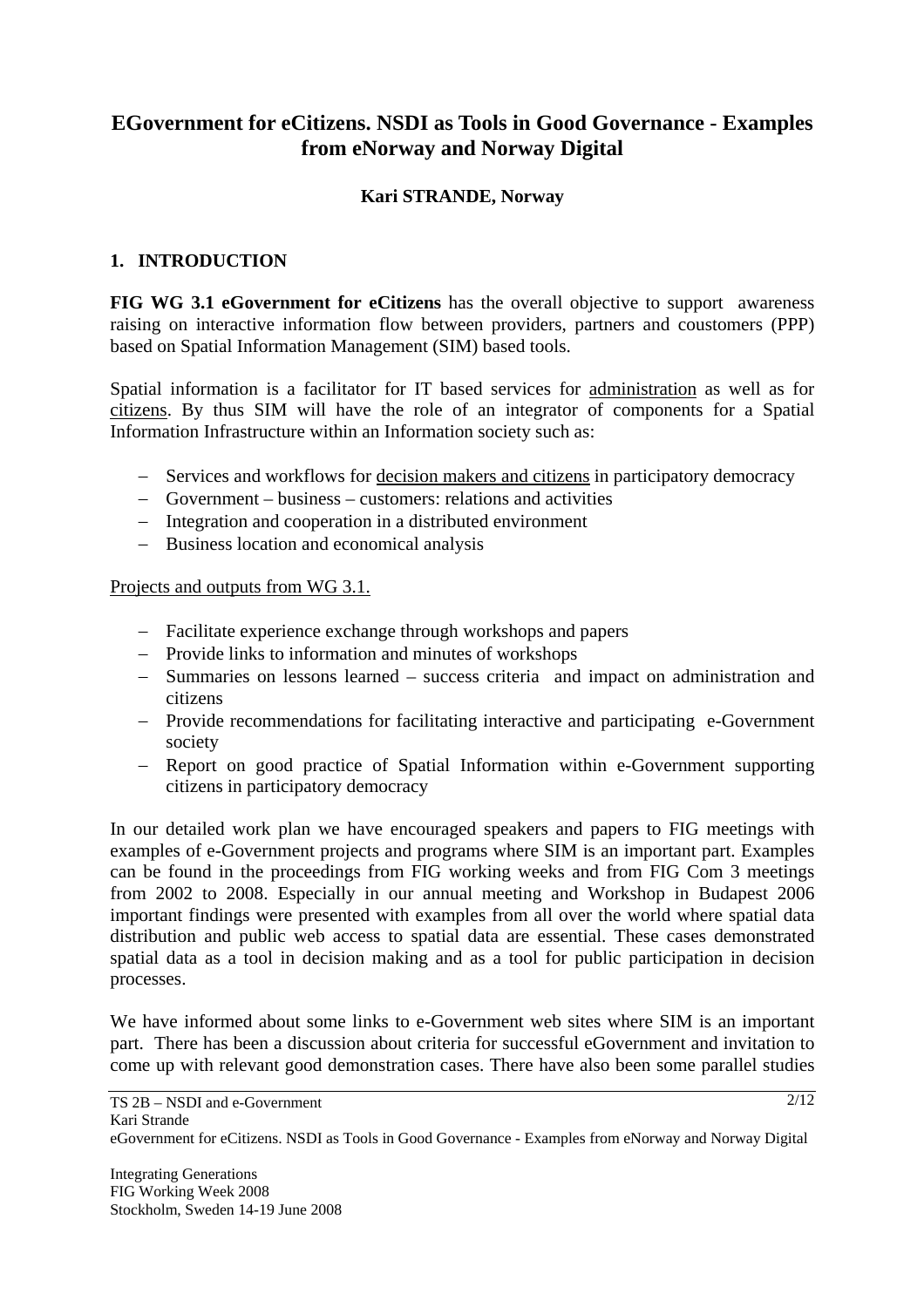# EGovernment for eCitizens. NSDI as Tools in Good Governance - Examples from eNorway and Norway Digital

**Kari STRANDE, Norway**

## 1. INTRODUCTION

**FIG WG 3.1 eGovernment for eCitizens** has the overall objective to support awareness raising on interactive information flow between providers, partners and coustomers (PPP) based on Spatial Information Management (SIM) based tools.

Spatial information is a facilitator for IT based services for administration as well as for citizens. By thus SIM will have the role of an integrator of components for a Spatial Information Infrastructure within an Information society such as:

- Services and workflows for decision makers and citizens in participatory democracy
- Government – business – customers: relations and activities
- Integration and cooperation in a distributed environment
- Business location and economical analysis

Projects and outputs from WG 3.1.

- Facilitate experience exchange through workshops and papers
- Provide links to information and minutes of workshops
- Summaries on lessons learned – success criteria and impact on administration and citizens
- Provide recommendations for facilitating interactive and participating e-Government society
- Report on good practice of Spatial Information within e-Government supporting citizens in participatory democracy

In our detailed work plan we have encouraged speakers and papers to FIG meetings with examples of e-Government projects and programs where SIM is an important part. Examples can be found in the proceedings from FIG working weeks and from FIG Com 3 meetings from 2002 to 2008. Especially in our annual meeting and Workshop in Budapest 2006 important findings were presented with examples from all over the world where spatial data distribution and public web access to spatial data are essential. These cases demonstrated spatial data as a tool in decision making and as a tool for public participation in decision processes.

We have informed about some links to e-Government web sites where SIM is an important part. There has been a discussion about criteria for successful eGovernment and invitation to come up with relevant good demonstration cases. There have also been some parallel studies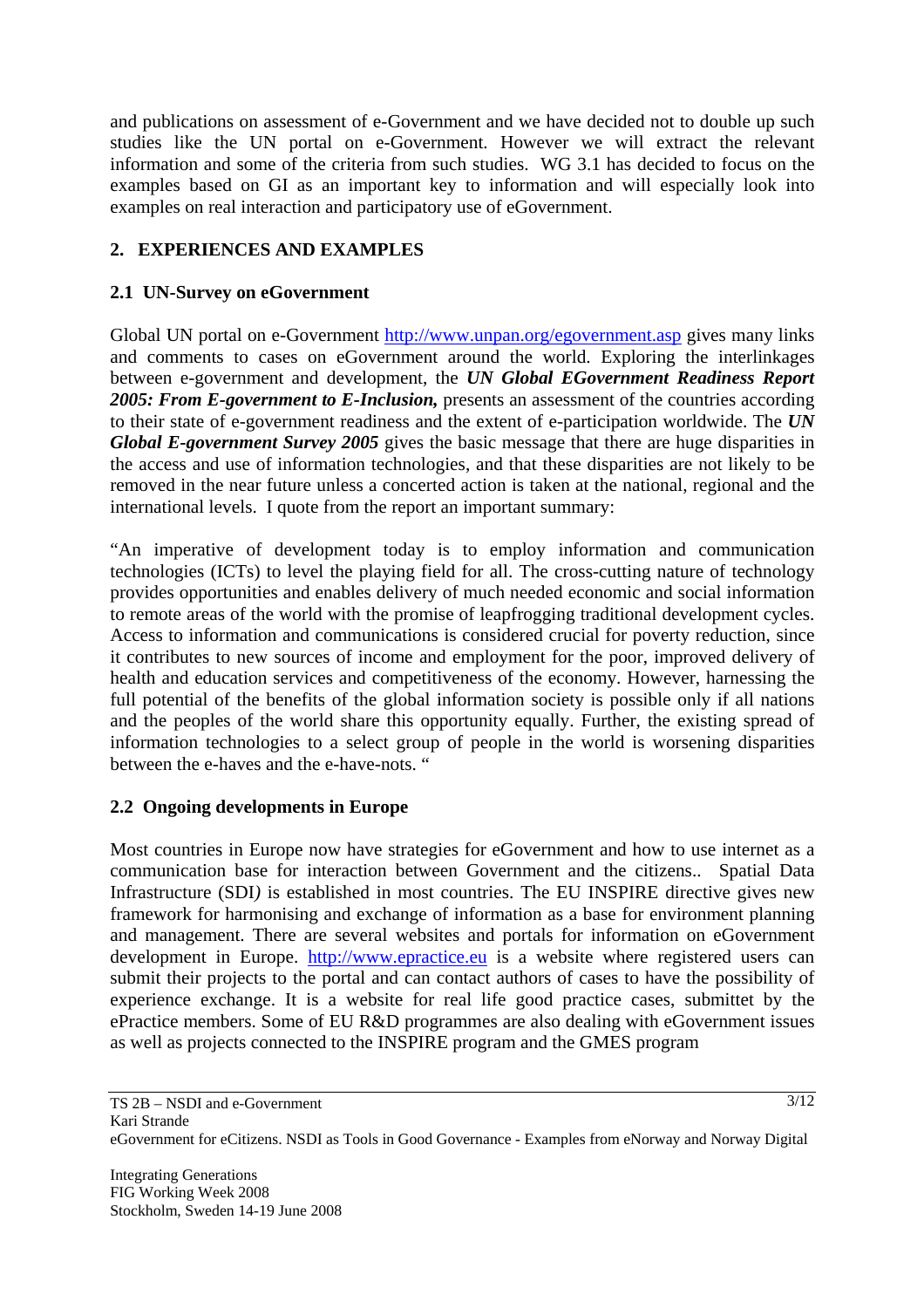and publications on assessment of e-Government and we have decided not to double up such studies like the UN portal on e-Government. However we will extract the relevant information and some of the criteria from such studies. WG 3.1 has decided to focus on the examples based on GI as an important key to information and will especially look into examples on real interaction and participatory use of eGovernment.

## 2. EXPERIENCES AND EXAMPLES

### 2.1 UN-Survey on eGovernment

Global UN portal on e-Government http://www.unpan.org/egovernment.asp gives many links and comments to cases on eGovernment around the world. Exploring the interlinkages between e-government and development, the ***UN Global EGovernment Readiness Report 2005: From E-government to E-Inclusion,*** presents an assessment of the countries according to their state of e-government readiness and the extent of e-participation worldwide. The ***UN Global E-government Survey 2005*** gives the basic message that there are huge disparities in the access and use of information technologies, and that these disparities are not likely to be removed in the near future unless a concerted action is taken at the national, regional and the international levels. I quote from the report an important summary:

"An imperative of development today is to employ information and communication technologies (ICTs) to level the playing field for all. The cross-cutting nature of technology provides opportunities and enables delivery of much needed economic and social information to remote areas of the world with the promise of leapfrogging traditional development cycles. Access to information and communications is considered crucial for poverty reduction, since it contributes to new sources of income and employment for the poor, improved delivery of health and education services and competitiveness of the economy. However, harnessing the full potential of the benefits of the global information society is possible only if all nations and the peoples of the world share this opportunity equally. Further, the existing spread of information technologies to a select group of people in the world is worsening disparities between the e-haves and the e-have-nots. "

### 2.2 Ongoing developments in Europe

Most countries in Europe now have strategies for eGovernment and how to use internet as a communication base for interaction between Government and the citizens.. Spatial Data Infrastructure (SDI*)* is established in most countries. The EU INSPIRE directive gives new framework for harmonising and exchange of information as a base for environment planning and management. There are several websites and portals for information on eGovernment development in Europe. http://www.epractice.eu is a website where registered users can submit their projects to the portal and can contact authors of cases to have the possibility of experience exchange. It is a website for real life good practice cases, submittet by the ePractice members. Some of EU R&D programmes are also dealing with eGovernment issues as well as projects connected to the INSPIRE program and the GMES program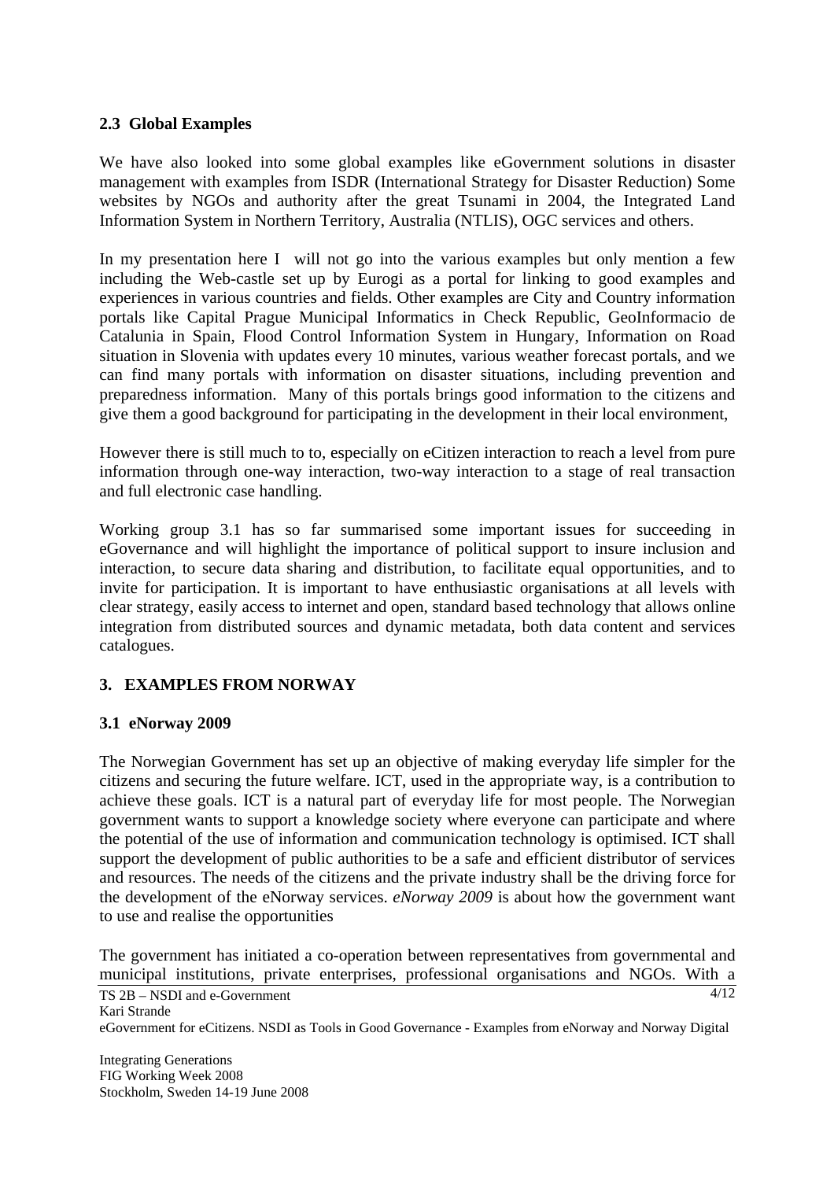### 2.3 Global Examples

We have also looked into some global examples like eGovernment solutions in disaster management with examples from ISDR (International Strategy for Disaster Reduction) Some websites by NGOs and authority after the great Tsunami in 2004, the Integrated Land Information System in Northern Territory, Australia (NTLIS), OGC services and others.

In my presentation here I will not go into the various examples but only mention a few including the Web-castle set up by Eurogi as a portal for linking to good examples and experiences in various countries and fields. Other examples are City and Country information portals like Capital Prague Municipal Informatics in Check Republic, GeoInformacio de Catalunia in Spain, Flood Control Information System in Hungary, Information on Road situation in Slovenia with updates every 10 minutes, various weather forecast portals, and we can find many portals with information on disaster situations, including prevention and preparedness information. Many of this portals brings good information to the citizens and give them a good background for participating in the development in their local environment,

However there is still much to to, especially on eCitizen interaction to reach a level from pure information through one-way interaction, two-way interaction to a stage of real transaction and full electronic case handling.

Working group 3.1 has so far summarised some important issues for succeeding in eGovernance and will highlight the importance of political support to insure inclusion and interaction, to secure data sharing and distribution, to facilitate equal opportunities, and to invite for participation. It is important to have enthusiastic organisations at all levels with clear strategy, easily access to internet and open, standard based technology that allows online integration from distributed sources and dynamic metadata, both data content and services catalogues.

## 3. EXAMPLES FROM NORWAY

### 3.1 eNorway 2009

The Norwegian Government has set up an objective of making everyday life simpler for the citizens and securing the future welfare. ICT, used in the appropriate way, is a contribution to achieve these goals. ICT is a natural part of everyday life for most people. The Norwegian government wants to support a knowledge society where everyone can participate and where the potential of the use of information and communication technology is optimised. ICT shall support the development of public authorities to be a safe and efficient distributor of services and resources. The needs of the citizens and the private industry shall be the driving force for the development of the eNorway services. *eNorway 2009* is about how the government want to use and realise the opportunities

The government has initiated a co-operation between representatives from governmental and municipal institutions, private enterprises, professional organisations and NGOs. With a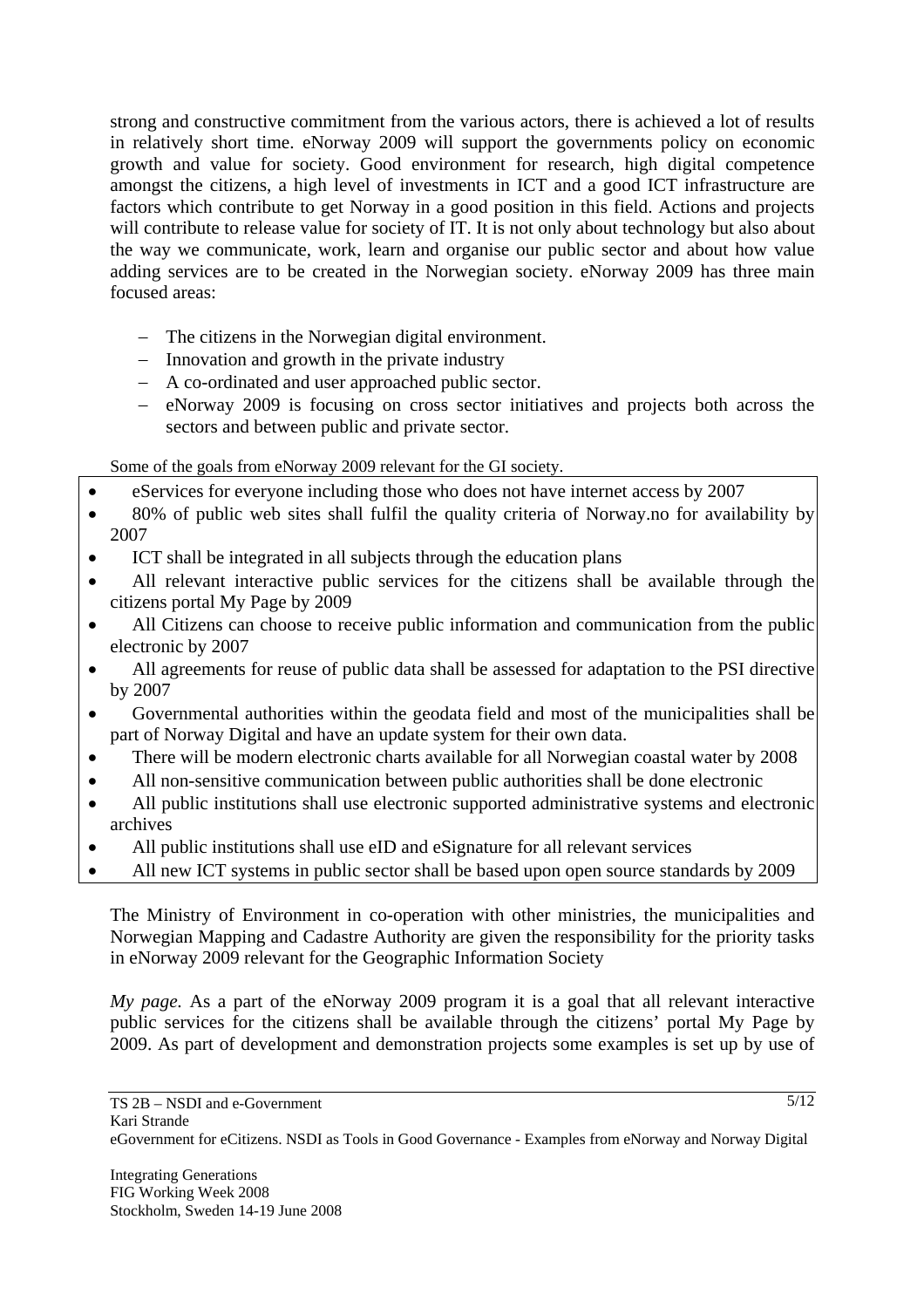strong and constructive commitment from the various actors, there is achieved a lot of results in relatively short time. eNorway 2009 will support the governments policy on economic growth and value for society. Good environment for research, high digital competence amongst the citizens, a high level of investments in ICT and a good ICT infrastructure are factors which contribute to get Norway in a good position in this field. Actions and projects will contribute to release value for society of IT. It is not only about technology but also about the way we communicate, work, learn and organise our public sector and about how value adding services are to be created in the Norwegian society. eNorway 2009 has three main focused areas:

- The citizens in the Norwegian digital environment.
- Innovation and growth in the private industry
- A co-ordinated and user approached public sector.
- eNorway 2009 is focusing on cross sector initiatives and projects both across the sectors and between public and private sector.

Some of the goals from eNorway 2009 relevant for the GI society.

- eServices for everyone including those who does not have internet access by 2007
- 80% of public web sites shall fulfil the quality criteria of Norway.no for availability by 2007
- ICT shall be integrated in all subjects through the education plans
- All relevant interactive public services for the citizens shall be available through the citizens portal My Page by 2009
- All Citizens can choose to receive public information and communication from the public electronic by 2007
- All agreements for reuse of public data shall be assessed for adaptation to the PSI directive by 2007
- Governmental authorities within the geodata field and most of the municipalities shall be part of Norway Digital and have an update system for their own data.
- There will be modern electronic charts available for all Norwegian coastal water by 2008
- All non-sensitive communication between public authorities shall be done electronic
- All public institutions shall use electronic supported administrative systems and electronic archives
- All public institutions shall use eID and eSignature for all relevant services
- All new ICT systems in public sector shall be based upon open source standards by 2009

The Ministry of Environment in co-operation with other ministries, the municipalities and Norwegian Mapping and Cadastre Authority are given the responsibility for the priority tasks in eNorway 2009 relevant for the Geographic Information Society

*My page.* As a part of the eNorway 2009 program it is a goal that all relevant interactive public services for the citizens shall be available through the citizens' portal My Page by 2009. As part of development and demonstration projects some examples is set up by use of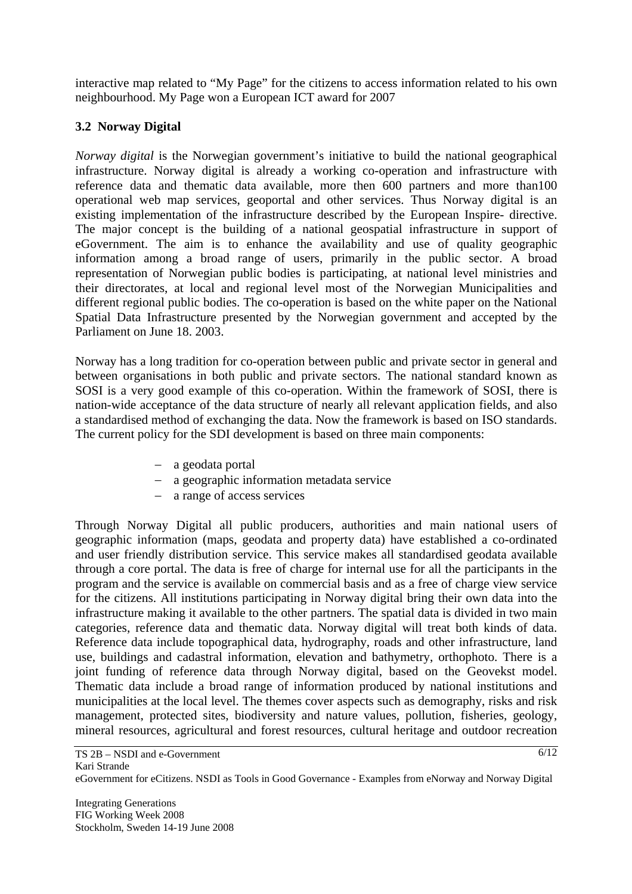interactive map related to "My Page" for the citizens to access information related to his own neighbourhood. My Page won a European ICT award for 2007

### 3.2 Norway Digital

*Norway digital* is the Norwegian government's initiative to build the national geographical infrastructure. Norway digital is already a working co-operation and infrastructure with reference data and thematic data available, more then 600 partners and more than100 operational web map services, geoportal and other services. Thus Norway digital is an existing implementation of the infrastructure described by the European Inspire- directive. The major concept is the building of a national geospatial infrastructure in support of eGovernment. The aim is to enhance the availability and use of quality geographic information among a broad range of users, primarily in the public sector. A broad representation of Norwegian public bodies is participating, at national level ministries and their directorates, at local and regional level most of the Norwegian Municipalities and different regional public bodies. The co-operation is based on the white paper on the National Spatial Data Infrastructure presented by the Norwegian government and accepted by the Parliament on June 18. 2003.

Norway has a long tradition for co-operation between public and private sector in general and between organisations in both public and private sectors. The national standard known as SOSI is a very good example of this co-operation. Within the framework of SOSI, there is nation-wide acceptance of the data structure of nearly all relevant application fields, and also a standardised method of exchanging the data. Now the framework is based on ISO standards. The current policy for the SDI development is based on three main components:

- a geodata portal
- a geographic information metadata service
- a range of access services

Through Norway Digital all public producers, authorities and main national users of geographic information (maps, geodata and property data) have established a co-ordinated and user friendly distribution service. This service makes all standardised geodata available through a core portal. The data is free of charge for internal use for all the participants in the program and the service is available on commercial basis and as a free of charge view service for the citizens. All institutions participating in Norway digital bring their own data into the infrastructure making it available to the other partners. The spatial data is divided in two main categories, reference data and thematic data. Norway digital will treat both kinds of data. Reference data include topographical data, hydrography, roads and other infrastructure, land use, buildings and cadastral information, elevation and bathymetry, orthophoto. There is a joint funding of reference data through Norway digital, based on the Geovekst model. Thematic data include a broad range of information produced by national institutions and municipalities at the local level. The themes cover aspects such as demography, risks and risk management, protected sites, biodiversity and nature values, pollution, fisheries, geology, mineral resources, agricultural and forest resources, cultural heritage and outdoor recreation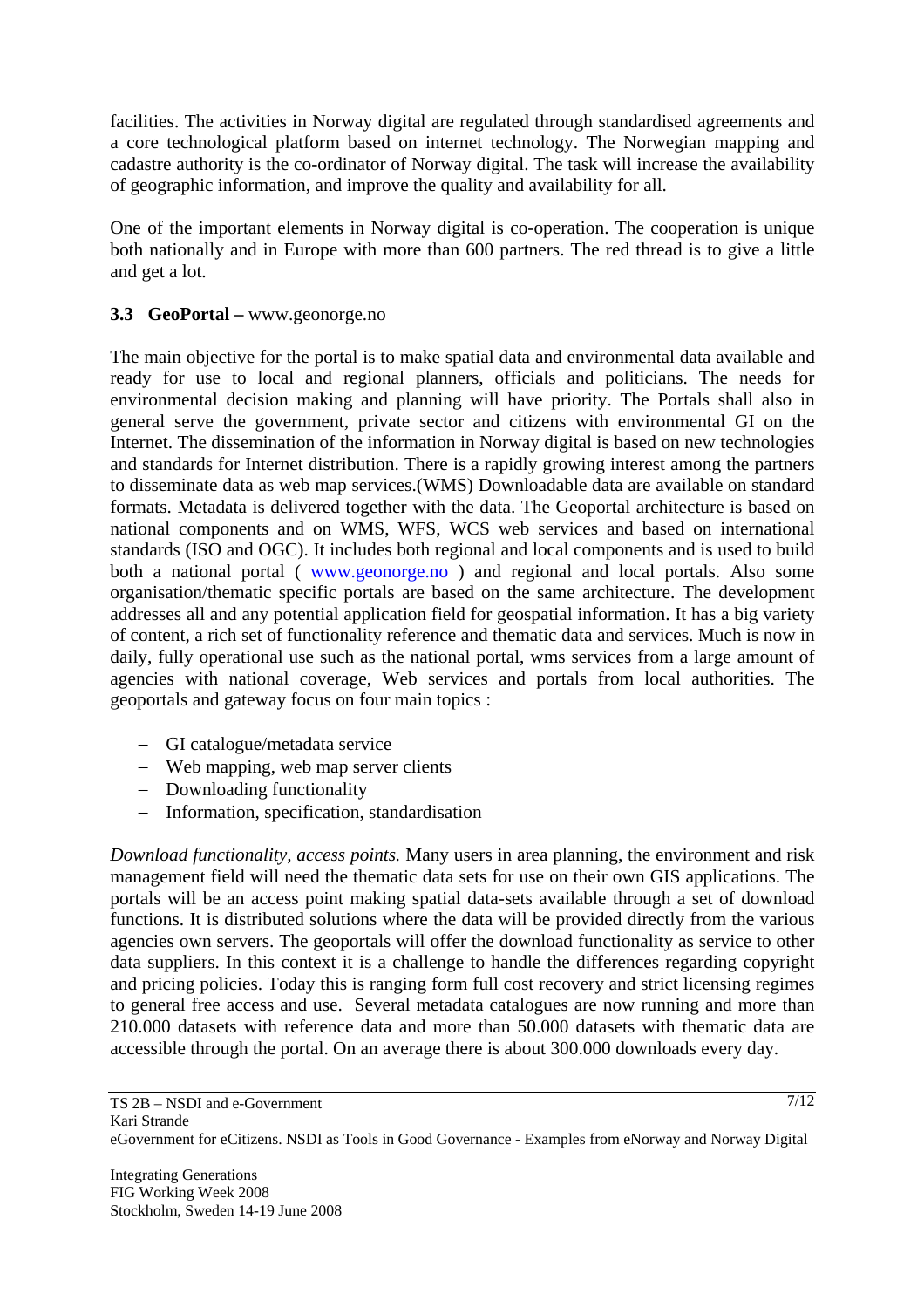facilities. The activities in Norway digital are regulated through standardised agreements and a core technological platform based on internet technology. The Norwegian mapping and cadastre authority is the co-ordinator of Norway digital. The task will increase the availability of geographic information, and improve the quality and availability for all.

One of the important elements in Norway digital is co-operation. The cooperation is unique both nationally and in Europe with more than 600 partners. The red thread is to give a little and get a lot.

### 3.3 GeoPortal – www.geonorge.no

The main objective for the portal is to make spatial data and environmental data available and ready for use to local and regional planners, officials and politicians. The needs for environmental decision making and planning will have priority. The Portals shall also in general serve the government, private sector and citizens with environmental GI on the Internet. The dissemination of the information in Norway digital is based on new technologies and standards for Internet distribution. There is a rapidly growing interest among the partners to disseminate data as web map services.(WMS) Downloadable data are available on standard formats. Metadata is delivered together with the data. The Geoportal architecture is based on national components and on WMS, WFS, WCS web services and based on international standards (ISO and OGC). It includes both regional and local components and is used to build both a national portal ( www.geonorge.no ) and regional and local portals. Also some organisation/thematic specific portals are based on the same architecture. The development addresses all and any potential application field for geospatial information. It has a big variety of content, a rich set of functionality reference and thematic data and services. Much is now in daily, fully operational use such as the national portal, wms services from a large amount of agencies with national coverage, Web services and portals from local authorities. The geoportals and gateway focus on four main topics :

- GI catalogue/metadata service
- Web mapping, web map server clients
- Downloading functionality
- Information, specification, standardisation

*Download functionality, access points.* Many users in area planning, the environment and risk management field will need the thematic data sets for use on their own GIS applications. The portals will be an access point making spatial data-sets available through a set of download functions. It is distributed solutions where the data will be provided directly from the various agencies own servers. The geoportals will offer the download functionality as service to other data suppliers. In this context it is a challenge to handle the differences regarding copyright and pricing policies. Today this is ranging form full cost recovery and strict licensing regimes to general free access and use. Several metadata catalogues are now running and more than 210.000 datasets with reference data and more than 50.000 datasets with thematic data are accessible through the portal. On an average there is about 300.000 downloads every day.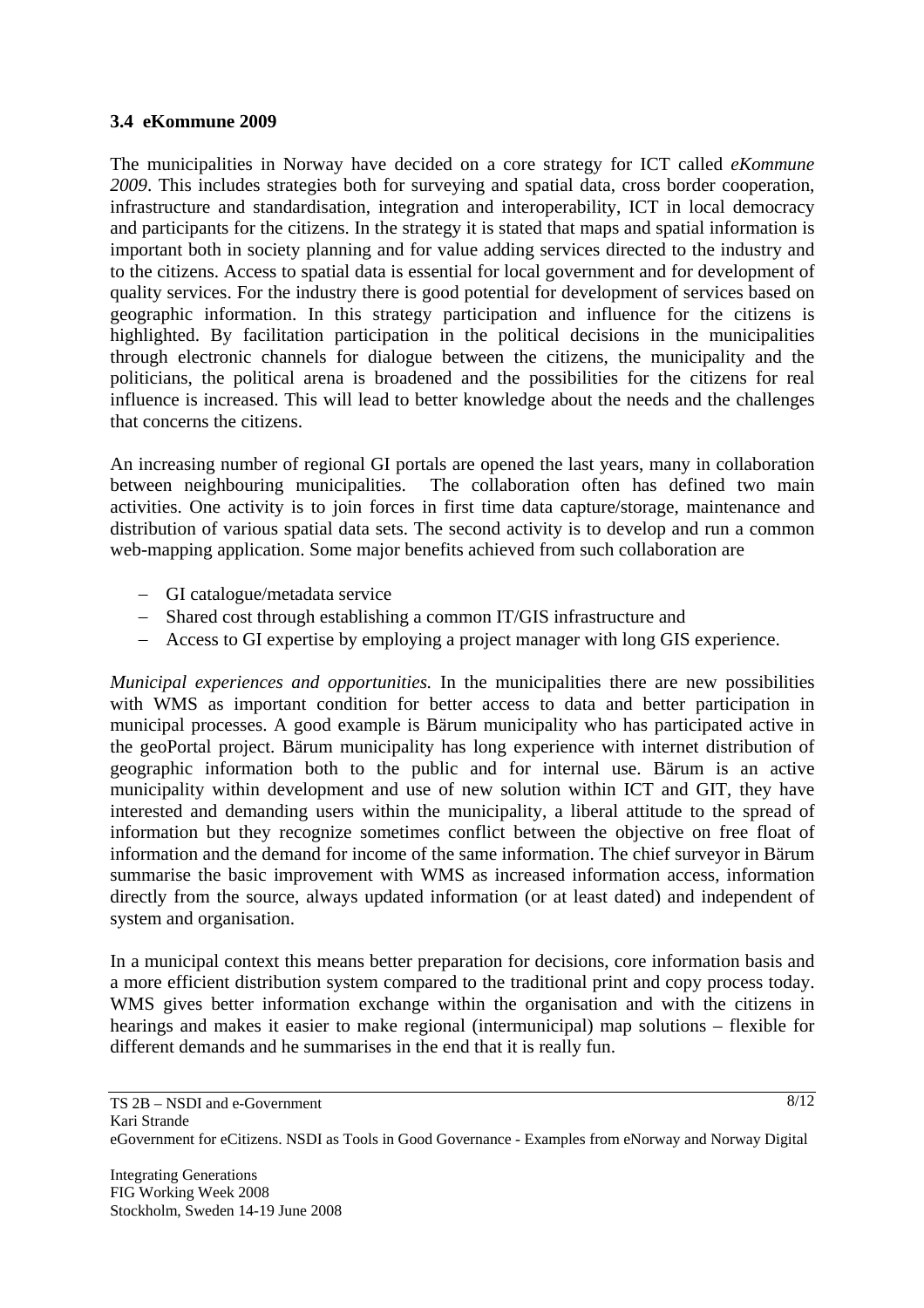### 3.4 eKommune 2009

The municipalities in Norway have decided on a core strategy for ICT called *eKommune 2009*. This includes strategies both for surveying and spatial data, cross border cooperation, infrastructure and standardisation, integration and interoperability, ICT in local democracy and participants for the citizens. In the strategy it is stated that maps and spatial information is important both in society planning and for value adding services directed to the industry and to the citizens. Access to spatial data is essential for local government and for development of quality services. For the industry there is good potential for development of services based on geographic information. In this strategy participation and influence for the citizens is highlighted. By facilitation participation in the political decisions in the municipalities through electronic channels for dialogue between the citizens, the municipality and the politicians, the political arena is broadened and the possibilities for the citizens for real influence is increased. This will lead to better knowledge about the needs and the challenges that concerns the citizens.

An increasing number of regional GI portals are opened the last years, many in collaboration between neighbouring municipalities. The collaboration often has defined two main activities. One activity is to join forces in first time data capture/storage, maintenance and distribution of various spatial data sets. The second activity is to develop and run a common web-mapping application. Some major benefits achieved from such collaboration are

- GI catalogue/metadata service
- Shared cost through establishing a common IT/GIS infrastructure and
- Access to GI expertise by employing a project manager with long GIS experience.

*Municipal experiences and opportunities.* In the municipalities there are new possibilities with WMS as important condition for better access to data and better participation in municipal processes. A good example is Bärum municipality who has participated active in the geoPortal project. Bärum municipality has long experience with internet distribution of geographic information both to the public and for internal use. Bärum is an active municipality within development and use of new solution within ICT and GIT, they have interested and demanding users within the municipality, a liberal attitude to the spread of information but they recognize sometimes conflict between the objective on free float of information and the demand for income of the same information. The chief surveyor in Bärum summarise the basic improvement with WMS as increased information access, information directly from the source, always updated information (or at least dated) and independent of system and organisation.

In a municipal context this means better preparation for decisions, core information basis and a more efficient distribution system compared to the traditional print and copy process today. WMS gives better information exchange within the organisation and with the citizens in hearings and makes it easier to make regional (intermunicipal) map solutions – flexible for different demands and he summarises in the end that it is really fun.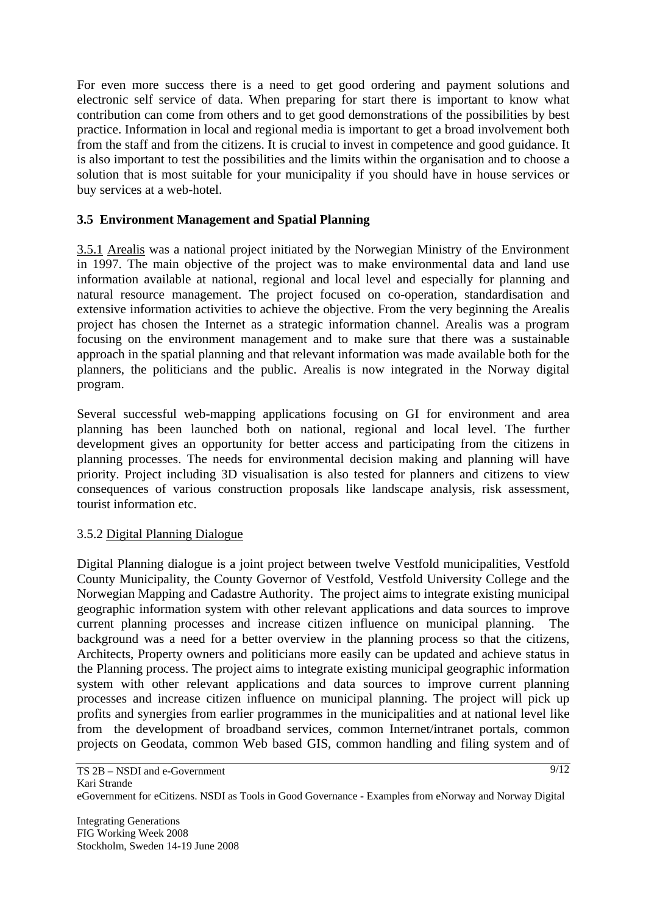For even more success there is a need to get good ordering and payment solutions and electronic self service of data. When preparing for start there is important to know what contribution can come from others and to get good demonstrations of the possibilities by best practice. Information in local and regional media is important to get a broad involvement both from the staff and from the citizens. It is crucial to invest in competence and good guidance. It is also important to test the possibilities and the limits within the organisation and to choose a solution that is most suitable for your municipality if you should have in house services or buy services at a web-hotel.

### 3.5 Environment Management and Spatial Planning

3.5.1 Arealis was a national project initiated by the Norwegian Ministry of the Environment in 1997. The main objective of the project was to make environmental data and land use information available at national, regional and local level and especially for planning and natural resource management. The project focused on co-operation, standardisation and extensive information activities to achieve the objective. From the very beginning the Arealis project has chosen the Internet as a strategic information channel. Arealis was a program focusing on the environment management and to make sure that there was a sustainable approach in the spatial planning and that relevant information was made available both for the planners, the politicians and the public. Arealis is now integrated in the Norway digital program.

Several successful web-mapping applications focusing on GI for environment and area planning has been launched both on national, regional and local level. The further development gives an opportunity for better access and participating from the citizens in planning processes. The needs for environmental decision making and planning will have priority. Project including 3D visualisation is also tested for planners and citizens to view consequences of various construction proposals like landscape analysis, risk assessment, tourist information etc.

3.5.2 Digital Planning Dialogue

Digital Planning dialogue is a joint project between twelve Vestfold municipalities, Vestfold County Municipality, the County Governor of Vestfold, Vestfold University College and the Norwegian Mapping and Cadastre Authority. The project aims to integrate existing municipal geographic information system with other relevant applications and data sources to improve current planning processes and increase citizen influence on municipal planning. The background was a need for a better overview in the planning process so that the citizens, Architects, Property owners and politicians more easily can be updated and achieve status in the Planning process. The project aims to integrate existing municipal geographic information system with other relevant applications and data sources to improve current planning processes and increase citizen influence on municipal planning. The project will pick up profits and synergies from earlier programmes in the municipalities and at national level like from the development of broadband services, common Internet/intranet portals, common projects on Geodata, common Web based GIS, common handling and filing system and of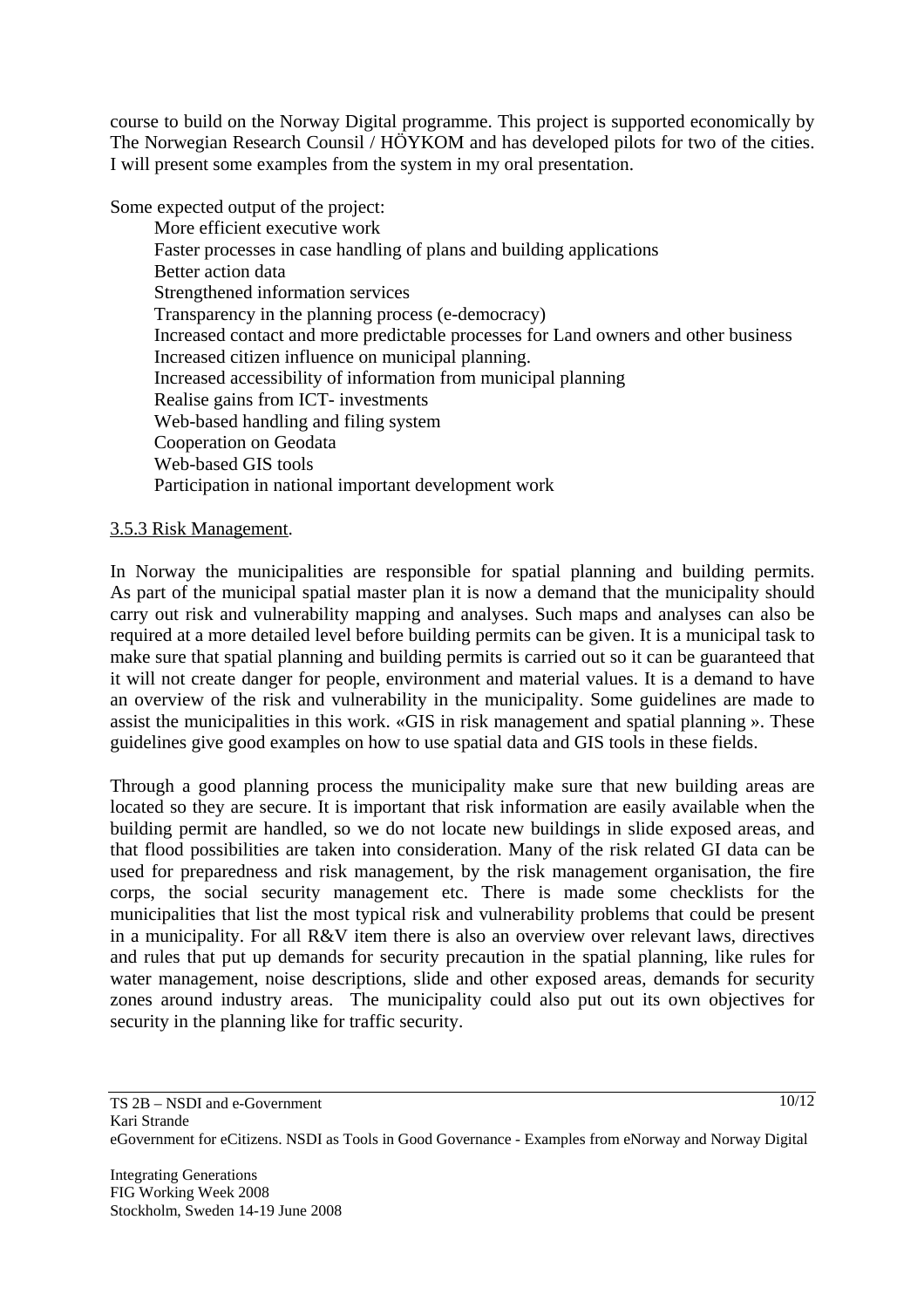course to build on the Norway Digital programme. This project is supported economically by The Norwegian Research Counsil / HÖYKOM and has developed pilots for two of the cities. I will present some examples from the system in my oral presentation.

Some expected output of the project:

- More efficient executive work
- Faster processes in case handling of plans and building applications
- Better action data
- Strengthened information services
- Transparency in the planning process (e-democracy)
- Increased contact and more predictable processes for Land owners and other business
- Increased citizen influence on municipal planning.
- Increased accessibility of information from municipal planning
- Realise gains from ICT- investments
- Web-based handling and filing system
- Cooperation on Geodata
- Web-based GIS tools
- Participation in national important development work

### 3.5.3 Risk Management.

In Norway the municipalities are responsible for spatial planning and building permits. As part of the municipal spatial master plan it is now a demand that the municipality should carry out risk and vulnerability mapping and analyses. Such maps and analyses can also be required at a more detailed level before building permits can be given. It is a municipal task to make sure that spatial planning and building permits is carried out so it can be guaranteed that it will not create danger for people, environment and material values. It is a demand to have an overview of the risk and vulnerability in the municipality. Some guidelines are made to assist the municipalities in this work. «GIS in risk management and spatial planning ». These guidelines give good examples on how to use spatial data and GIS tools in these fields.

Through a good planning process the municipality make sure that new building areas are located so they are secure. It is important that risk information are easily available when the building permit are handled, so we do not locate new buildings in slide exposed areas, and that flood possibilities are taken into consideration. Many of the risk related GI data can be used for preparedness and risk management, by the risk management organisation, the fire corps, the social security management etc. There is made some checklists for the municipalities that list the most typical risk and vulnerability problems that could be present in a municipality. For all R&V item there is also an overview over relevant laws, directives and rules that put up demands for security precaution in the spatial planning, like rules for water management, noise descriptions, slide and other exposed areas, demands for security zones around industry areas. The municipality could also put out its own objectives for security in the planning like for traffic security.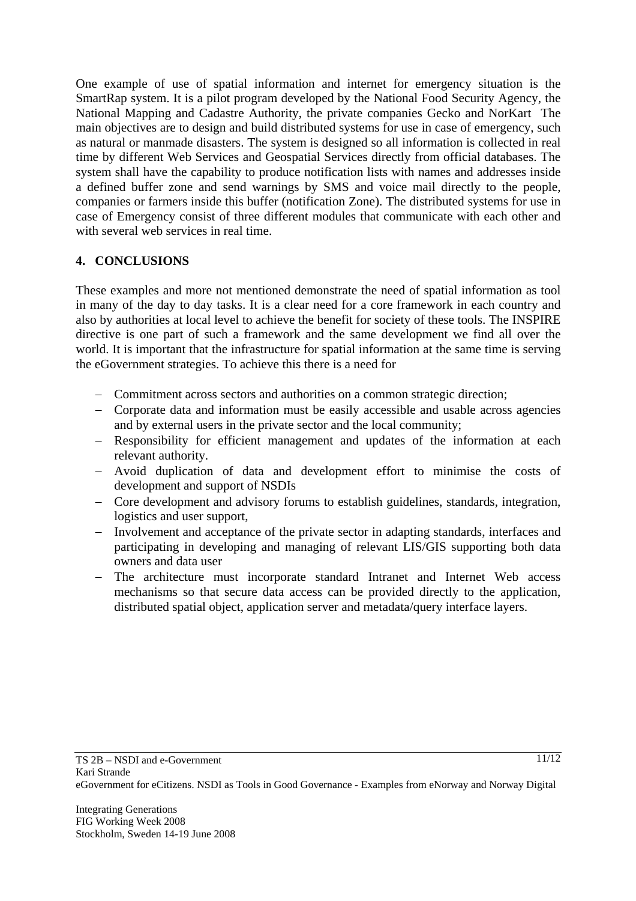One example of use of spatial information and internet for emergency situation is the SmartRap system. It is a pilot program developed by the National Food Security Agency, the National Mapping and Cadastre Authority, the private companies Gecko and NorKart The main objectives are to design and build distributed systems for use in case of emergency, such as natural or manmade disasters. The system is designed so all information is collected in real time by different Web Services and Geospatial Services directly from official databases. The system shall have the capability to produce notification lists with names and addresses inside a defined buffer zone and send warnings by SMS and voice mail directly to the people, companies or farmers inside this buffer (notification Zone). The distributed systems for use in case of Emergency consist of three different modules that communicate with each other and with several web services in real time.

## 4. CONCLUSIONS

These examples and more not mentioned demonstrate the need of spatial information as tool in many of the day to day tasks. It is a clear need for a core framework in each country and also by authorities at local level to achieve the benefit for society of these tools. The INSPIRE directive is one part of such a framework and the same development we find all over the world. It is important that the infrastructure for spatial information at the same time is serving the eGovernment strategies. To achieve this there is a need for

- Commitment across sectors and authorities on a common strategic direction;
- Corporate data and information must be easily accessible and usable across agencies and by external users in the private sector and the local community;
- Responsibility for efficient management and updates of the information at each relevant authority.
- Avoid duplication of data and development effort to minimise the costs of development and support of NSDIs
- Core development and advisory forums to establish guidelines, standards, integration, logistics and user support,
- Involvement and acceptance of the private sector in adapting standards, interfaces and participating in developing and managing of relevant LIS/GIS supporting both data owners and data user
- The architecture must incorporate standard Intranet and Internet Web access mechanisms so that secure data access can be provided directly to the application, distributed spatial object, application server and metadata/query interface layers.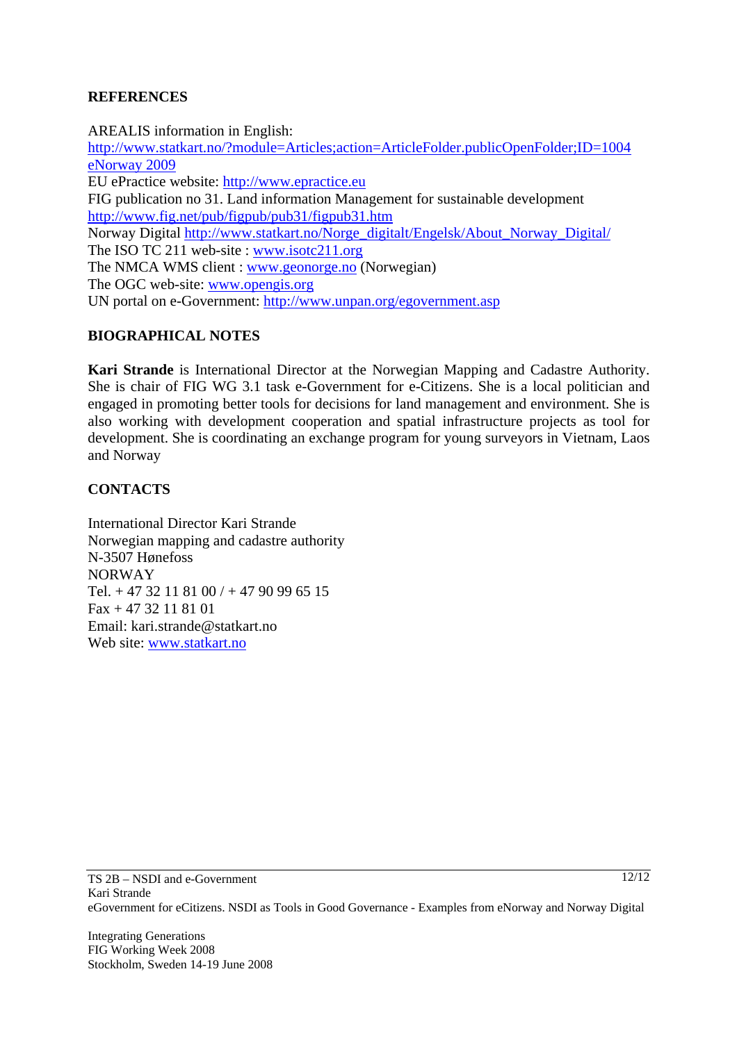## REFERENCES

AREALIS information in English:
http://www.statkart.no/?module=Articles;action=ArticleFolder.publicOpenFolder;ID=1004
eNorway 2009
EU ePractice website: http://www.epractice.eu
FIG publication no 31. Land information Management for sustainable development
http://www.fig.net/pub/figpub/pub31/figpub31.htm
Norway Digital http://www.statkart.no/Norge_digitalt/Engelsk/About_Norway_Digital/
The ISO TC 211 web-site : www.isotc211.org
The NMCA WMS client : www.geonorge.no (Norwegian)
The OGC web-site: www.opengis.org
UN portal on e-Government: http://www.unpan.org/egovernment.asp

## BIOGRAPHICAL NOTES

**Kari Strande** is International Director at the Norwegian Mapping and Cadastre Authority. She is chair of FIG WG 3.1 task e-Government for e-Citizens. She is a local politician and engaged in promoting better tools for decisions for land management and environment. She is also working with development cooperation and spatial infrastructure projects as tool for development. She is coordinating an exchange program for young surveyors in Vietnam, Laos and Norway

## CONTACTS

International Director Kari Strande
Norwegian mapping and cadastre authority
N-3507 Hønefoss
NORWAY
Tel. + 47 32 11 81 00 / + 47 90 99 65 15
Fax + 47 32 11 81 01
Email: kari.strande@statkart.no
Web site: www.statkart.no